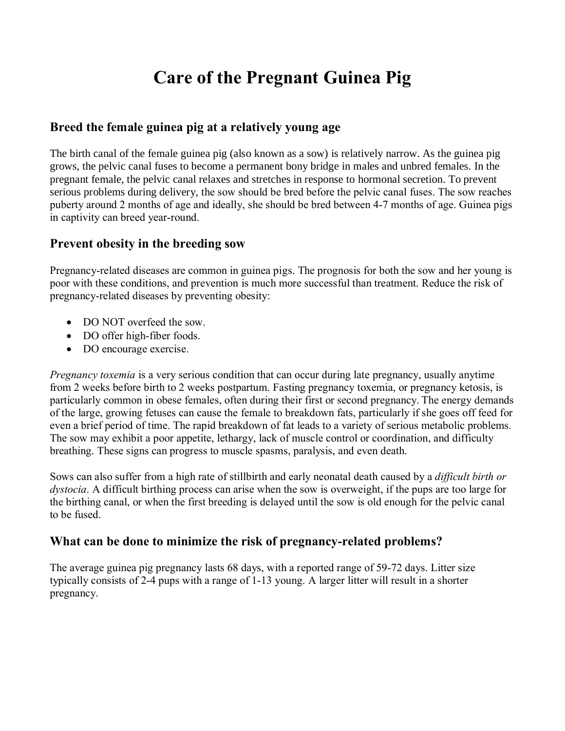# Care of the Pregnant Guinea Pig

## Breed the female guinea pig at a relatively young age

The birth canal of the female guinea pig (also known as a sow) is relatively narrow. As the guinea pig grows, the pelvic canal fuses to become a permanent bony bridge in males and unbred females. In the pregnant female, the pelvic canal relaxes and stretches in response to hormonal secretion. To prevent serious problems during delivery, the sow should be bred before the pelvic canal fuses. The sow reaches puberty around 2 months of age and ideally, she should be bred between 4-7 months of age. Guinea pigs in captivity can breed year-round.

## Prevent obesity in the breeding sow

Pregnancy-related diseases are common in guinea pigs. The prognosis for both the sow and her young is poor with these conditions, and prevention is much more successful than treatment. Reduce the risk of pregnancy-related diseases by preventing obesity:

- DO NOT overfeed the sow.
- DO offer high-fiber foods.
- DO encourage exercise.

*Pregnancy toxemia* is a very serious condition that can occur during late pregnancy, usually anytime from 2 weeks before birth to 2 weeks postpartum. Fasting pregnancy toxemia, or pregnancy ketosis, is particularly common in obese females, often during their first or second pregnancy. The energy demands of the large, growing fetuses can cause the female to breakdown fats, particularly if she goes off feed for even a brief period of time. The rapid breakdown of fat leads to a variety of serious metabolic problems. The sow may exhibit a poor appetite, lethargy, lack of muscle control or coordination, and difficulty breathing. These signs can progress to muscle spasms, paralysis, and even death.

Sows can also suffer from a high rate of stillbirth and early neonatal death caused by a *difficult birth or dystocia*. A difficult birthing process can arise when the sow is overweight, if the pups are too large for the birthing canal, or when the first breeding is delayed until the sow is old enough for the pelvic canal to be fused.

## What can be done to minimize the risk of pregnancy-related problems?

The average guinea pig pregnancy lasts 68 days, with a reported range of 59-72 days. Litter size typically consists of 2-4 pups with a range of 1-13 young. A larger litter will result in a shorter pregnancy.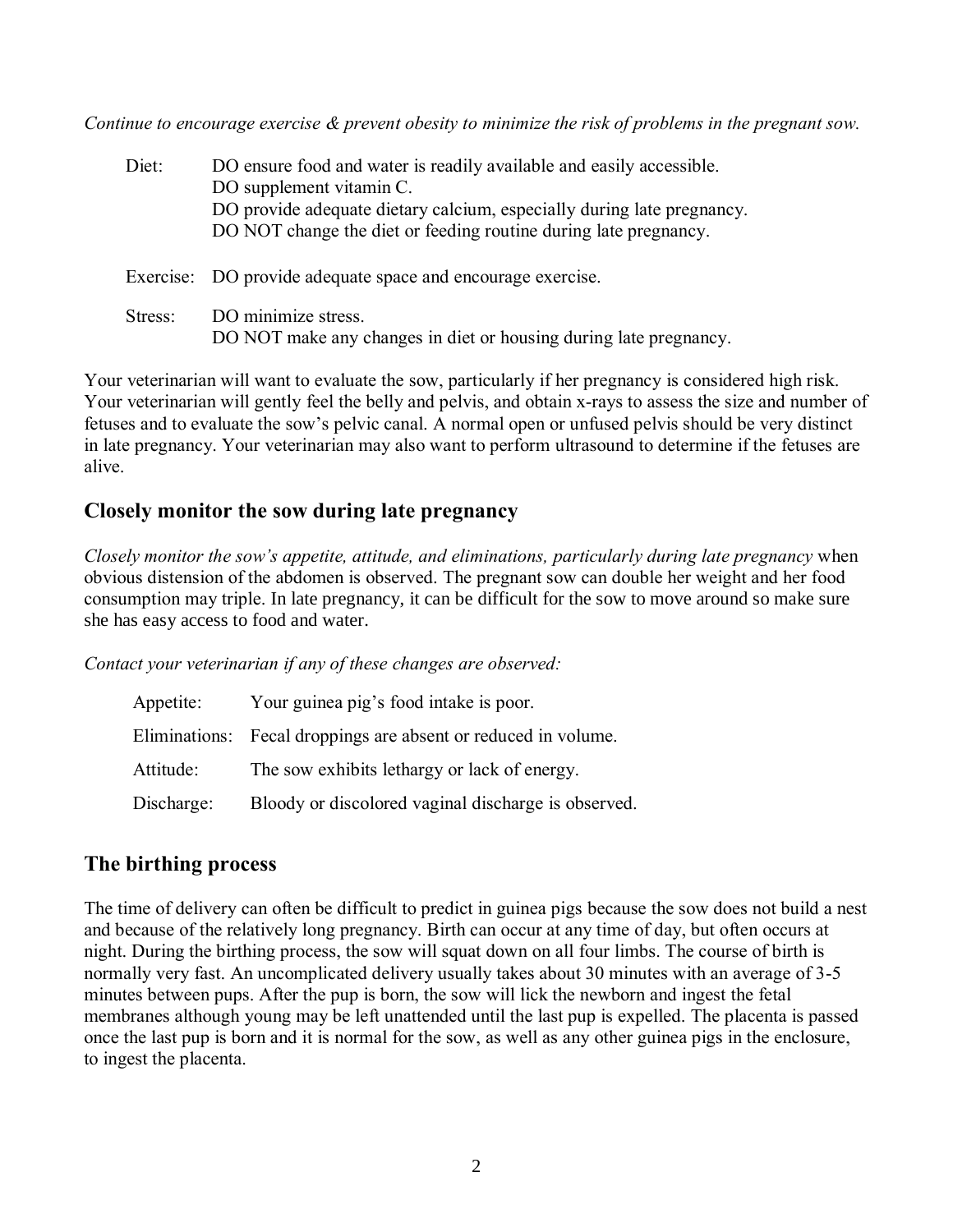*Continue to encourage exercise & prevent obesity to minimize the risk of problems in the pregnant sow.*

| | |
|---|---|
| Diet: | DO ensure food and water is readily available and easily accessible.<br>DO supplement vitamin C.<br>DO provide adequate dietary calcium, especially during late pregnancy.<br>DO NOT change the diet or feeding routine during late pregnancy. |
| Exercise: | DO provide adequate space and encourage exercise. |
| Stress: | DO minimize stress.<br>DO NOT make any changes in diet or housing during late pregnancy. |

Your veterinarian will want to evaluate the sow, particularly if her pregnancy is considered high risk. Your veterinarian will gently feel the belly and pelvis, and obtain x-rays to assess the size and number of fetuses and to evaluate the sow's pelvic canal. A normal open or unfused pelvis should be very distinct in late pregnancy. Your veterinarian may also want to perform ultrasound to determine if the fetuses are alive.

## Closely monitor the sow during late pregnancy

*Closely monitor the sow's appetite, attitude, and eliminations, particularly during late pregnancy* when obvious distension of the abdomen is observed. The pregnant sow can double her weight and her food consumption may triple. In late pregnancy, it can be difficult for the sow to move around so make sure she has easy access to food and water.

*Contact your veterinarian if any of these changes are observed:*

| | |
|---|---|
| Appetite: | Your guinea pig's food intake is poor. |
| Eliminations: | Fecal droppings are absent or reduced in volume. |
| Attitude: | The sow exhibits lethargy or lack of energy. |
| Discharge: | Bloody or discolored vaginal discharge is observed. |

## The birthing process

The time of delivery can often be difficult to predict in guinea pigs because the sow does not build a nest and because of the relatively long pregnancy. Birth can occur at any time of day, but often occurs at night. During the birthing process, the sow will squat down on all four limbs. The course of birth is normally very fast. An uncomplicated delivery usually takes about 30 minutes with an average of 3-5 minutes between pups. After the pup is born, the sow will lick the newborn and ingest the fetal membranes although young may be left unattended until the last pup is expelled. The placenta is passed once the last pup is born and it is normal for the sow, as well as any other guinea pigs in the enclosure, to ingest the placenta.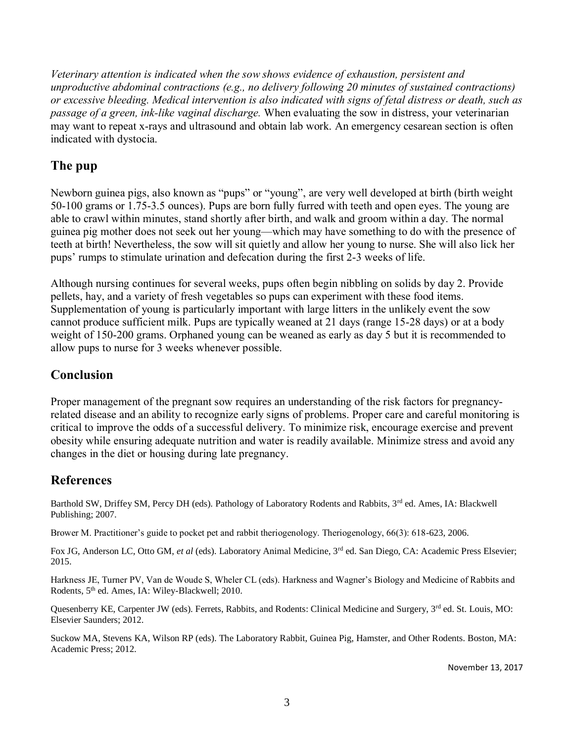*Veterinary attention is indicated when the sow shows evidence of exhaustion, persistent and unproductive abdominal contractions (e.g., no delivery following 20 minutes of sustained contractions) or excessive bleeding. Medical intervention is also indicated with signs of fetal distress or death, such as passage of a green, ink-like vaginal discharge.* When evaluating the sow in distress, your veterinarian may want to repeat x-rays and ultrasound and obtain lab work. An emergency cesarean section is often indicated with dystocia.

## The pup

Newborn guinea pigs, also known as "pups" or "young", are very well developed at birth (birth weight 50-100 grams or 1.75-3.5 ounces). Pups are born fully furred with teeth and open eyes. The young are able to crawl within minutes, stand shortly after birth, and walk and groom within a day. The normal guinea pig mother does not seek out her young—which may have something to do with the presence of teeth at birth! Nevertheless, the sow will sit quietly and allow her young to nurse. She will also lick her pups' rumps to stimulate urination and defecation during the first 2-3 weeks of life.

Although nursing continues for several weeks, pups often begin nibbling on solids by day 2. Provide pellets, hay, and a variety of fresh vegetables so pups can experiment with these food items. Supplementation of young is particularly important with large litters in the unlikely event the sow cannot produce sufficient milk. Pups are typically weaned at 21 days (range 15-28 days) or at a body weight of 150-200 grams. Orphaned young can be weaned as early as day 5 but it is recommended to allow pups to nurse for 3 weeks whenever possible.

## Conclusion

Proper management of the pregnant sow requires an understanding of the risk factors for pregnancy-related disease and an ability to recognize early signs of problems. Proper care and careful monitoring is critical to improve the odds of a successful delivery. To minimize risk, encourage exercise and prevent obesity while ensuring adequate nutrition and water is readily available. Minimize stress and avoid any changes in the diet or housing during late pregnancy.

## References

Barthold SW, Driffey SM, Percy DH (eds). Pathology of Laboratory Rodents and Rabbits, 3rd ed. Ames, IA: Blackwell Publishing; 2007.

Brower M. Practitioner's guide to pocket pet and rabbit theriogenology. Theriogenology, 66(3): 618-623, 2006.

Fox JG, Anderson LC, Otto GM, *et al* (eds). Laboratory Animal Medicine, 3rd ed. San Diego, CA: Academic Press Elsevier; 2015.

Harkness JE, Turner PV, Van de Woude S, Wheler CL (eds). Harkness and Wagner's Biology and Medicine of Rabbits and Rodents, 5th ed. Ames, IA: Wiley-Blackwell; 2010.

Quesenberry KE, Carpenter JW (eds). Ferrets, Rabbits, and Rodents: Clinical Medicine and Surgery, 3rd ed. St. Louis, MO: Elsevier Saunders; 2012.

Suckow MA, Stevens KA, Wilson RP (eds). The Laboratory Rabbit, Guinea Pig, Hamster, and Other Rodents. Boston, MA: Academic Press; 2012.

November 13, 2017